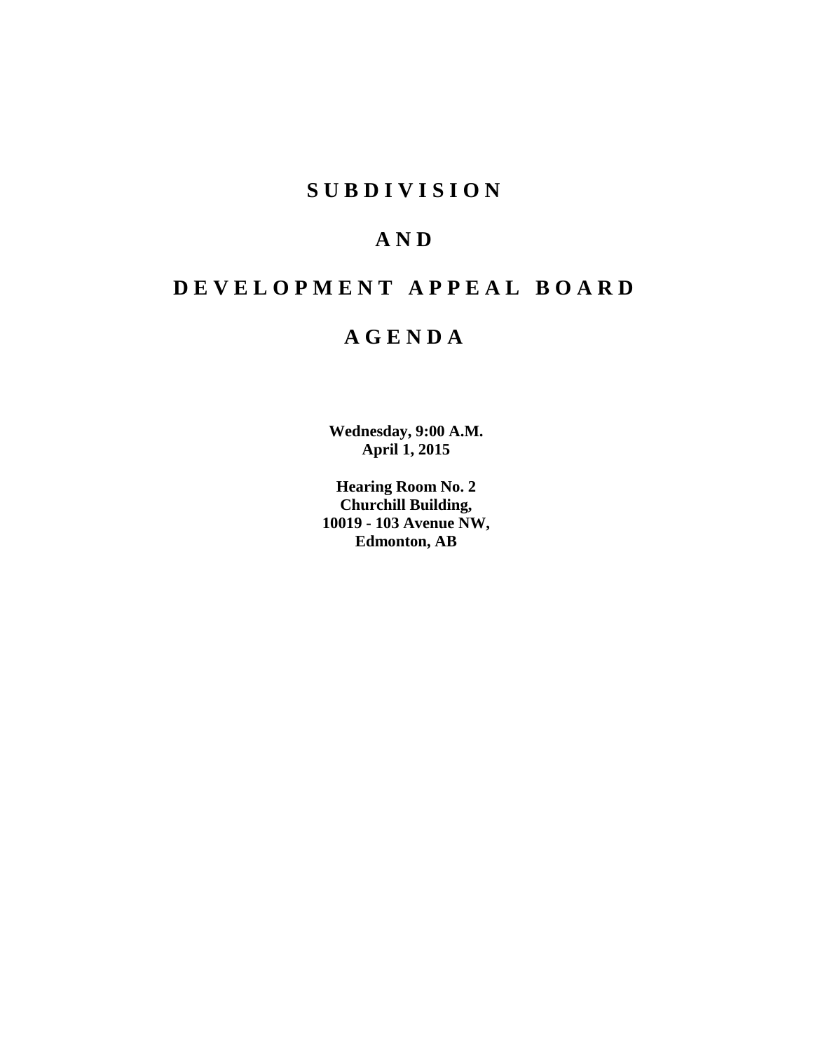# S U B D I V I S I O N

# A N D

# D E V E L O P M E N T   A P P E A L   B O A R D

# A G E N D A

**Wednesday, 9:00 A.M.**
**April 1, 2015**

**Hearing Room No. 2**
**Churchill Building,**
**10019 - 103 Avenue NW,**
**Edmonton, AB**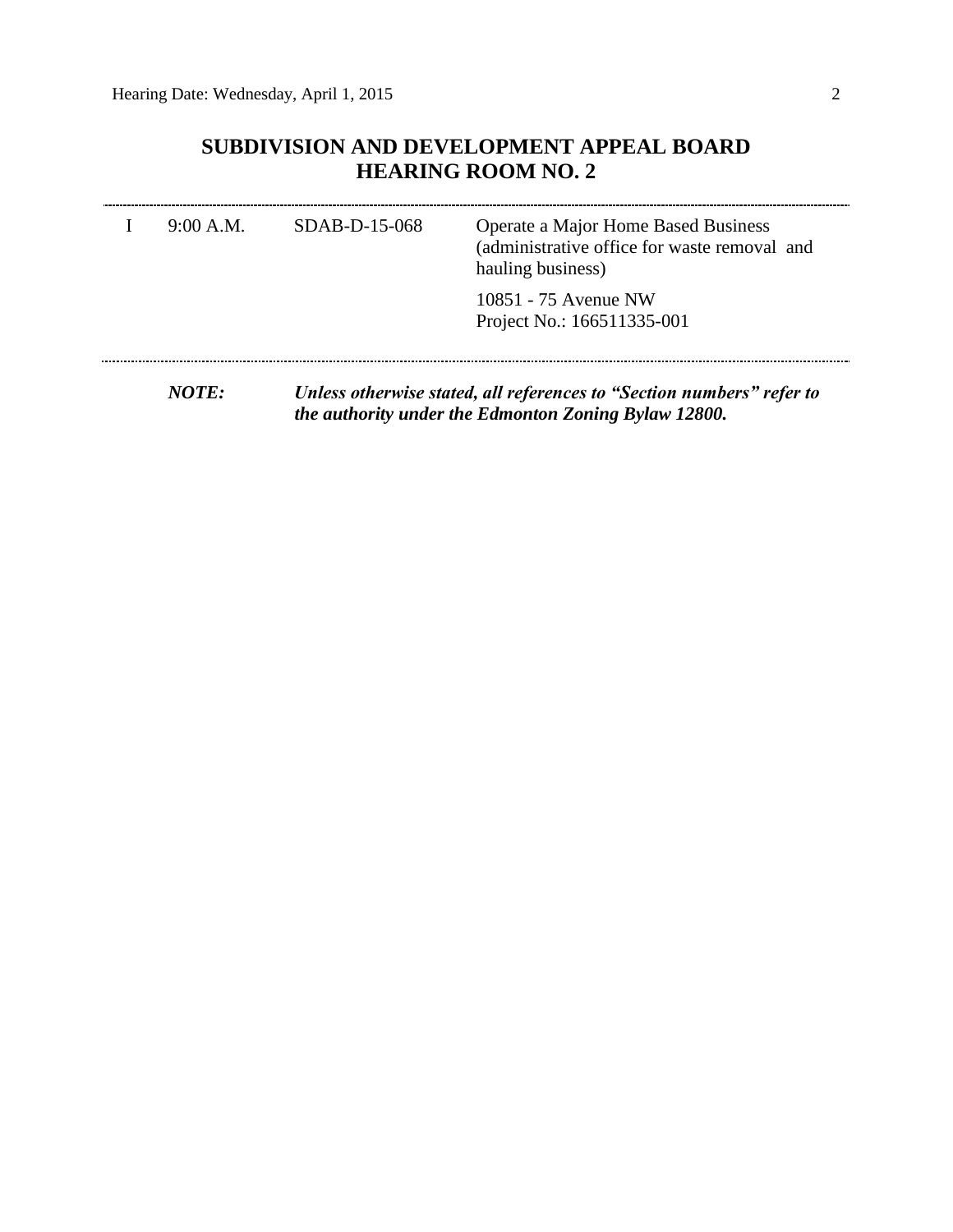## SUBDIVISION AND DEVELOPMENT APPEAL BOARD
## HEARING ROOM NO. 2

| | | | |
|---|---|---|---|
| I | 9:00 A.M. | SDAB-D-15-068 | Operate a Major Home Based Business (administrative office for waste removal and hauling business)<br><br>10851 - 75 Avenue NW<br>Project No.: 166511335-001 |

***NOTE:*** ***Unless otherwise stated, all references to "Section numbers" refer to the authority under the Edmonton Zoning Bylaw 12800.***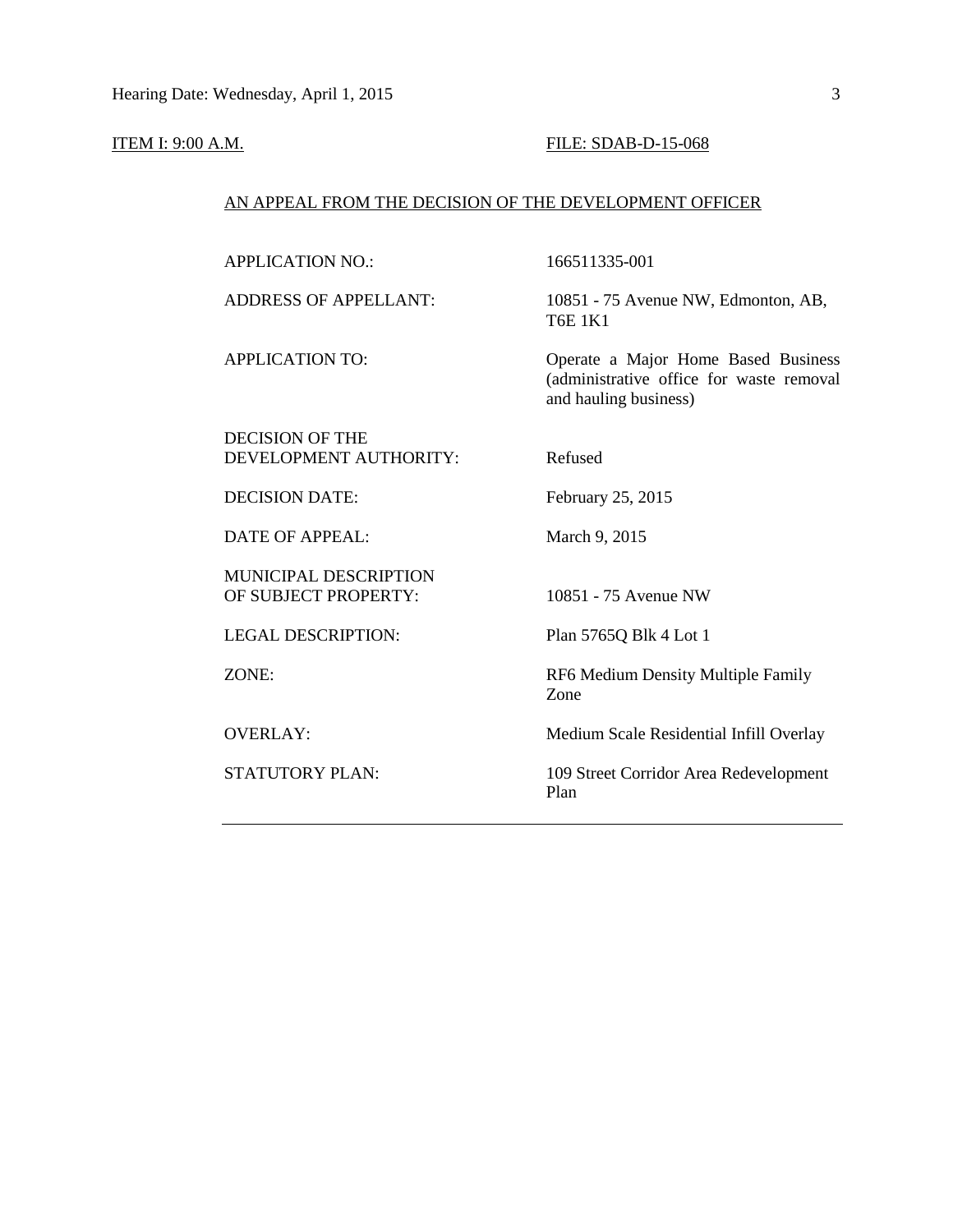ITEM I: 9:00 A.M. FILE: SDAB-D-15-068

AN APPEAL FROM THE DECISION OF THE DEVELOPMENT OFFICER

| | |
|---|---|
| APPLICATION NO.: | 166511335-001 |
| ADDRESS OF APPELLANT: | 10851 - 75 Avenue NW, Edmonton, AB, T6E 1K1 |
| APPLICATION TO: | Operate a Major Home Based Business (administrative office for waste removal and hauling business) |
| DECISION OF THE DEVELOPMENT AUTHORITY: | Refused |
| DECISION DATE: | February 25, 2015 |
| DATE OF APPEAL: | March 9, 2015 |
| MUNICIPAL DESCRIPTION OF SUBJECT PROPERTY: | 10851 - 75 Avenue NW |
| LEGAL DESCRIPTION: | Plan 5765Q Blk 4 Lot 1 |
| ZONE: | RF6 Medium Density Multiple Family Zone |
| OVERLAY: | Medium Scale Residential Infill Overlay |
| STATUTORY PLAN: | 109 Street Corridor Area Redevelopment Plan |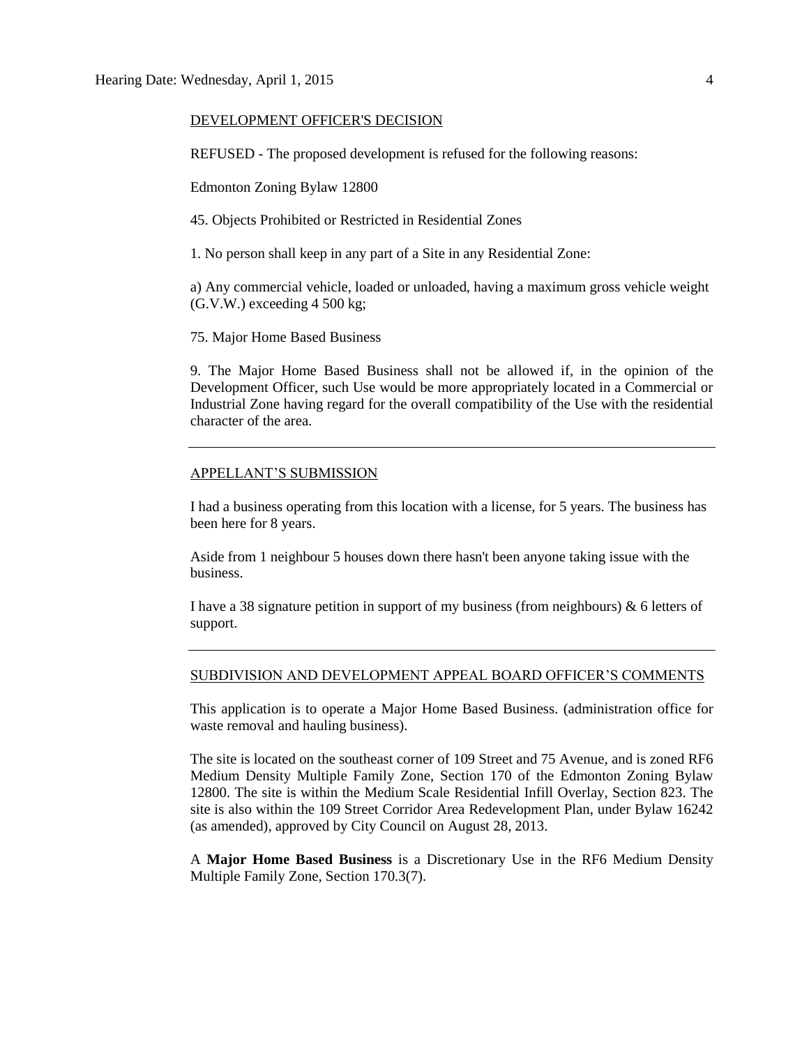DEVELOPMENT OFFICER'S DECISION

REFUSED - The proposed development is refused for the following reasons:

Edmonton Zoning Bylaw 12800

45. Objects Prohibited or Restricted in Residential Zones

1. No person shall keep in any part of a Site in any Residential Zone:

a) Any commercial vehicle, loaded or unloaded, having a maximum gross vehicle weight (G.V.W.) exceeding 4 500 kg;

75. Major Home Based Business

9. The Major Home Based Business shall not be allowed if, in the opinion of the Development Officer, such Use would be more appropriately located in a Commercial or Industrial Zone having regard for the overall compatibility of the Use with the residential character of the area.

---

APPELLANT'S SUBMISSION

I had a business operating from this location with a license, for 5 years. The business has been here for 8 years.

Aside from 1 neighbour 5 houses down there hasn't been anyone taking issue with the business.

I have a 38 signature petition in support of my business (from neighbours) & 6 letters of support.

---

SUBDIVISION AND DEVELOPMENT APPEAL BOARD OFFICER'S COMMENTS

This application is to operate a Major Home Based Business. (administration office for waste removal and hauling business).

The site is located on the southeast corner of 109 Street and 75 Avenue, and is zoned RF6 Medium Density Multiple Family Zone, Section 170 of the Edmonton Zoning Bylaw 12800. The site is within the Medium Scale Residential Infill Overlay, Section 823. The site is also within the 109 Street Corridor Area Redevelopment Plan, under Bylaw 16242 (as amended), approved by City Council on August 28, 2013.

A **Major Home Based Business** is a Discretionary Use in the RF6 Medium Density Multiple Family Zone, Section 170.3(7).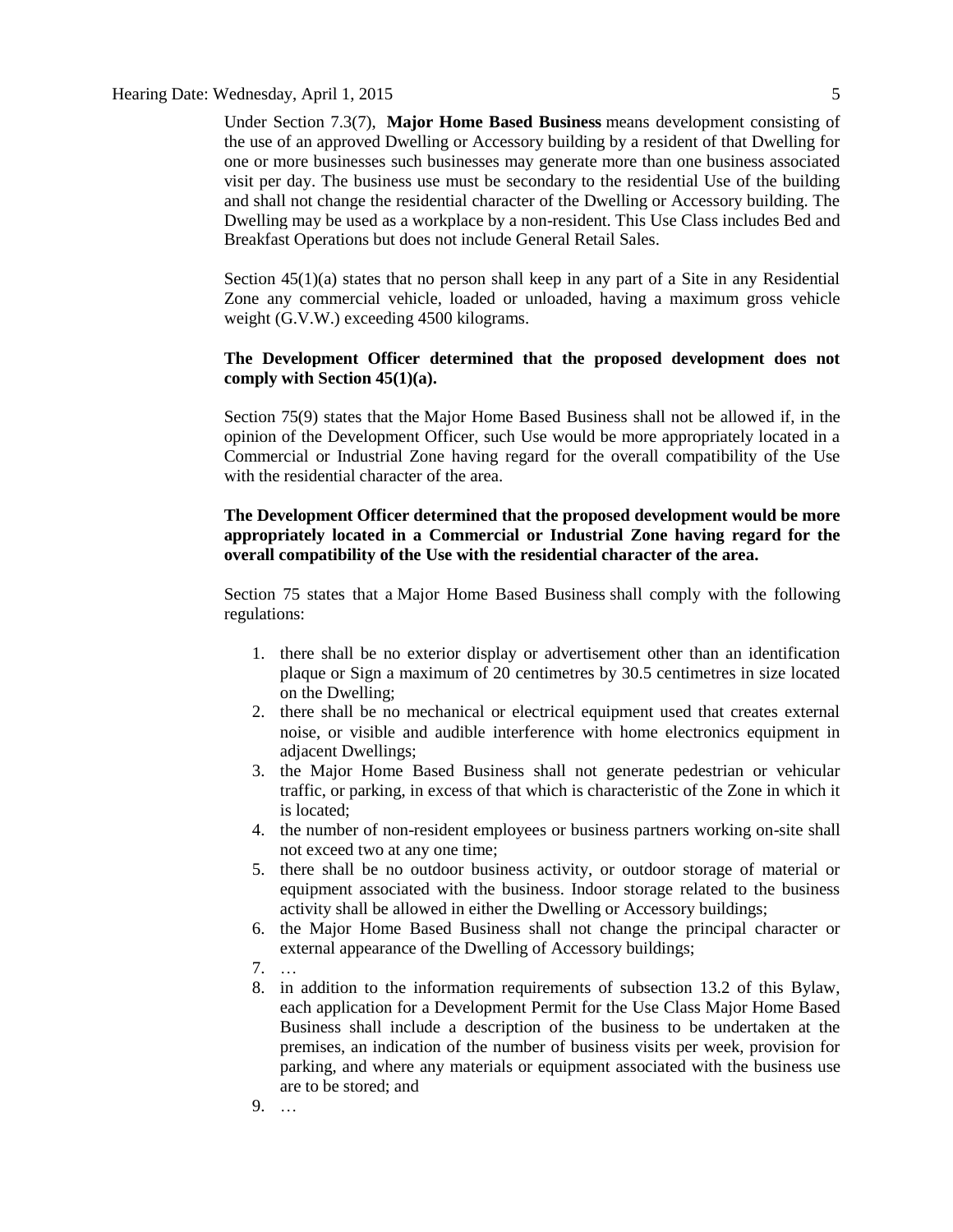Under Section 7.3(7), **Major Home Based Business** means development consisting of the use of an approved Dwelling or Accessory building by a resident of that Dwelling for one or more businesses such businesses may generate more than one business associated visit per day. The business use must be secondary to the residential Use of the building and shall not change the residential character of the Dwelling or Accessory building. The Dwelling may be used as a workplace by a non-resident. This Use Class includes Bed and Breakfast Operations but does not include General Retail Sales.

Section 45(1)(a) states that no person shall keep in any part of a Site in any Residential Zone any commercial vehicle, loaded or unloaded, having a maximum gross vehicle weight (G.V.W.) exceeding 4500 kilograms.

**The Development Officer determined that the proposed development does not comply with Section 45(1)(a).**

Section 75(9) states that the Major Home Based Business shall not be allowed if, in the opinion of the Development Officer, such Use would be more appropriately located in a Commercial or Industrial Zone having regard for the overall compatibility of the Use with the residential character of the area.

**The Development Officer determined that the proposed development would be more appropriately located in a Commercial or Industrial Zone having regard for the overall compatibility of the Use with the residential character of the area.**

Section 75 states that a Major Home Based Business shall comply with the following regulations:

1. there shall be no exterior display or advertisement other than an identification plaque or Sign a maximum of 20 centimetres by 30.5 centimetres in size located on the Dwelling;
2. there shall be no mechanical or electrical equipment used that creates external noise, or visible and audible interference with home electronics equipment in adjacent Dwellings;
3. the Major Home Based Business shall not generate pedestrian or vehicular traffic, or parking, in excess of that which is characteristic of the Zone in which it is located;
4. the number of non-resident employees or business partners working on-site shall not exceed two at any one time;
5. there shall be no outdoor business activity, or outdoor storage of material or equipment associated with the business. Indoor storage related to the business activity shall be allowed in either the Dwelling or Accessory buildings;
6. the Major Home Based Business shall not change the principal character or external appearance of the Dwelling of Accessory buildings;
7. …
8. in addition to the information requirements of subsection 13.2 of this Bylaw, each application for a Development Permit for the Use Class Major Home Based Business shall include a description of the business to be undertaken at the premises, an indication of the number of business visits per week, provision for parking, and where any materials or equipment associated with the business use are to be stored; and
9. …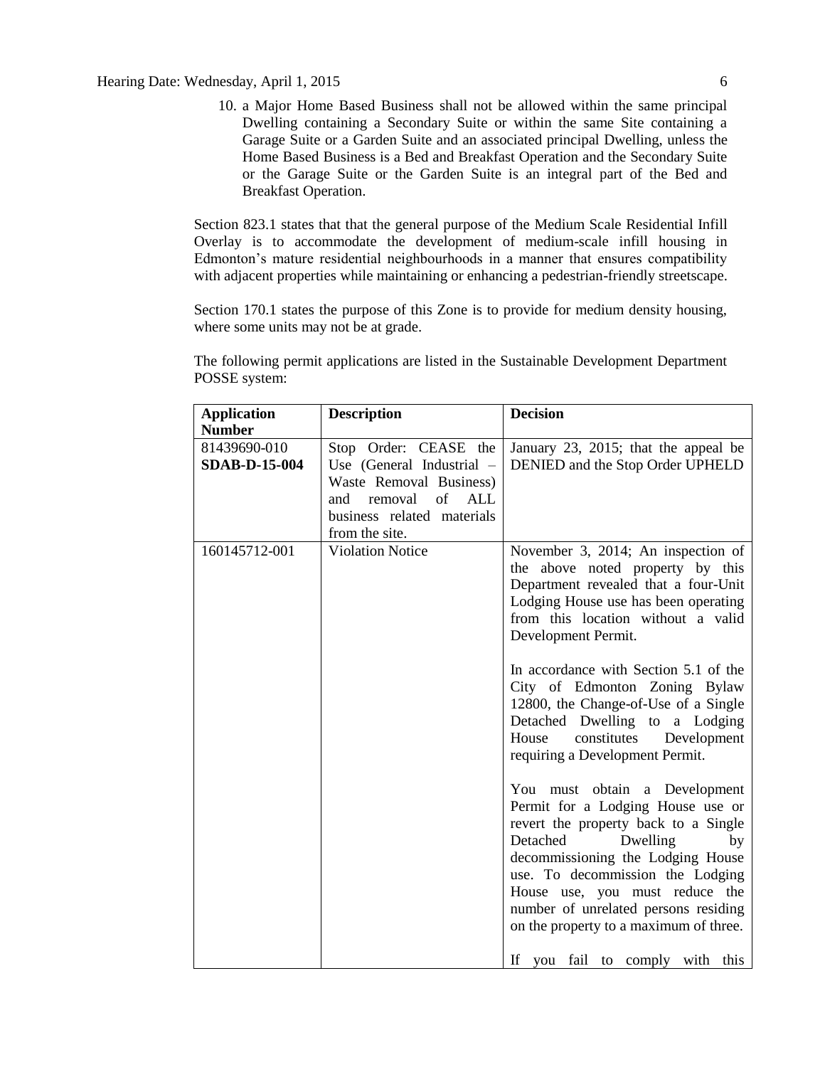10. a Major Home Based Business shall not be allowed within the same principal Dwelling containing a Secondary Suite or within the same Site containing a Garage Suite or a Garden Suite and an associated principal Dwelling, unless the Home Based Business is a Bed and Breakfast Operation and the Secondary Suite or the Garage Suite or the Garden Suite is an integral part of the Bed and Breakfast Operation.

Section 823.1 states that that the general purpose of the Medium Scale Residential Infill Overlay is to accommodate the development of medium-scale infill housing in Edmonton's mature residential neighbourhoods in a manner that ensures compatibility with adjacent properties while maintaining or enhancing a pedestrian-friendly streetscape.

Section 170.1 states the purpose of this Zone is to provide for medium density housing, where some units may not be at grade.

The following permit applications are listed in the Sustainable Development Department POSSE system:

| Application Number | Description | Decision |
|---|---|---|
| 81439690-010 **SDAB-D-15-004** | Stop Order: CEASE the Use (General Industrial – Waste Removal Business) and removal of ALL business related materials from the site. | January 23, 2015; that the appeal be DENIED and the Stop Order UPHELD |
| 160145712-001 | Violation Notice | November 3, 2014; An inspection of the above noted property by this Department revealed that a four-Unit Lodging House use has been operating from this location without a valid Development Permit.<br><br>In accordance with Section 5.1 of the City of Edmonton Zoning Bylaw 12800, the Change-of-Use of a Single Detached Dwelling to a Lodging House constitutes Development requiring a Development Permit.<br><br>You must obtain a Development Permit for a Lodging House use or revert the property back to a Single Detached Dwelling by decommissioning the Lodging House use. To decommission the Lodging House use, you must reduce the number of unrelated persons residing on the property to a maximum of three.<br><br>If you fail to comply with this |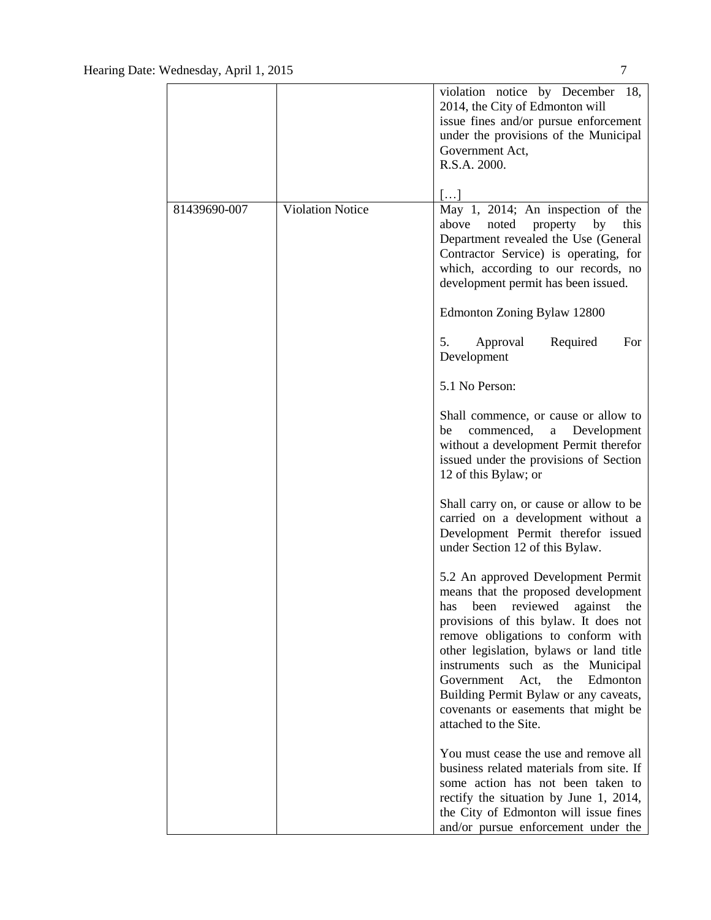| | | |
|---|---|---|
| | | violation notice by December 18, 2014, the City of Edmonton will issue fines and/or pursue enforcement under the provisions of the Municipal Government Act, R.S.A. 2000.<br><br>[…] |
| 81439690-007 | Violation Notice | May 1, 2014; An inspection of the above noted property by this Department revealed the Use (General Contractor Service) is operating, for which, according to our records, no development permit has been issued.<br><br>Edmonton Zoning Bylaw 12800<br><br>5. Approval Required For Development<br><br>5.1 No Person:<br><br>Shall commence, or cause or allow to be commenced, a Development without a development Permit therefor issued under the provisions of Section 12 of this Bylaw; or<br><br>Shall carry on, or cause or allow to be carried on a development without a Development Permit therefor issued under Section 12 of this Bylaw.<br><br>5.2 An approved Development Permit means that the proposed development has been reviewed against the provisions of this bylaw. It does not remove obligations to conform with other legislation, bylaws or land title instruments such as the Municipal Government Act, the Edmonton Building Permit Bylaw or any caveats, covenants or easements that might be attached to the Site.<br><br>You must cease the use and remove all business related materials from site. If some action has not been taken to rectify the situation by June 1, 2014, the City of Edmonton will issue fines and/or pursue enforcement under the |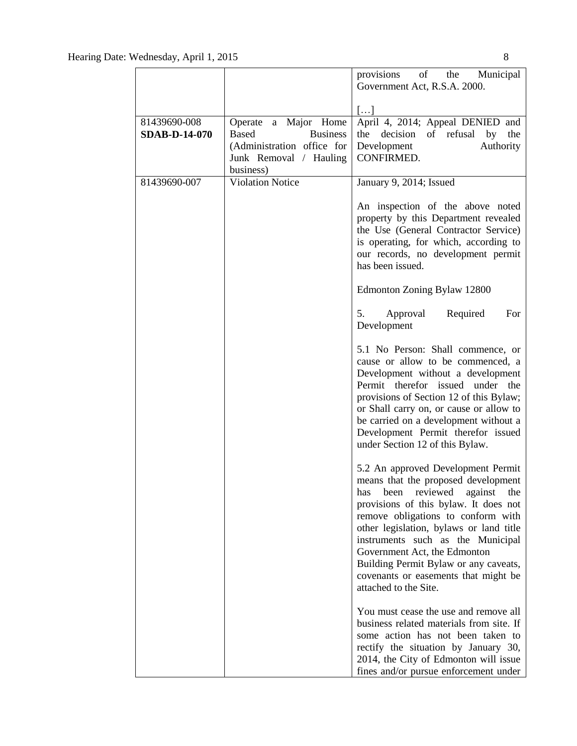| | | |
|---|---|---|
| | | provisions of the Municipal Government Act, R.S.A. 2000.<br><br>[…] |
| 81439690-008<br>**SDAB-D-14-070** | Operate a Major Home Based Business (Administration office for Junk Removal / Hauling business) | April 4, 2014; Appeal DENIED and the decision of refusal by the Development Authority CONFIRMED. |
| 81439690-007 | Violation Notice | January 9, 2014; Issued<br><br>An inspection of the above noted property by this Department revealed the Use (General Contractor Service) is operating, for which, according to our records, no development permit has been issued.<br><br>Edmonton Zoning Bylaw 12800<br><br>5. Approval Required For Development<br><br>5.1 No Person: Shall commence, or cause or allow to be commenced, a Development without a development Permit therefor issued under the provisions of Section 12 of this Bylaw; or Shall carry on, or cause or allow to be carried on a development without a Development Permit therefor issued under Section 12 of this Bylaw.<br><br>5.2 An approved Development Permit means that the proposed development has been reviewed against the provisions of this bylaw. It does not remove obligations to conform with other legislation, bylaws or land title instruments such as the Municipal Government Act, the Edmonton Building Permit Bylaw or any caveats, covenants or easements that might be attached to the Site.<br><br>You must cease the use and remove all business related materials from site. If some action has not been taken to rectify the situation by January 30, 2014, the City of Edmonton will issue fines and/or pursue enforcement under |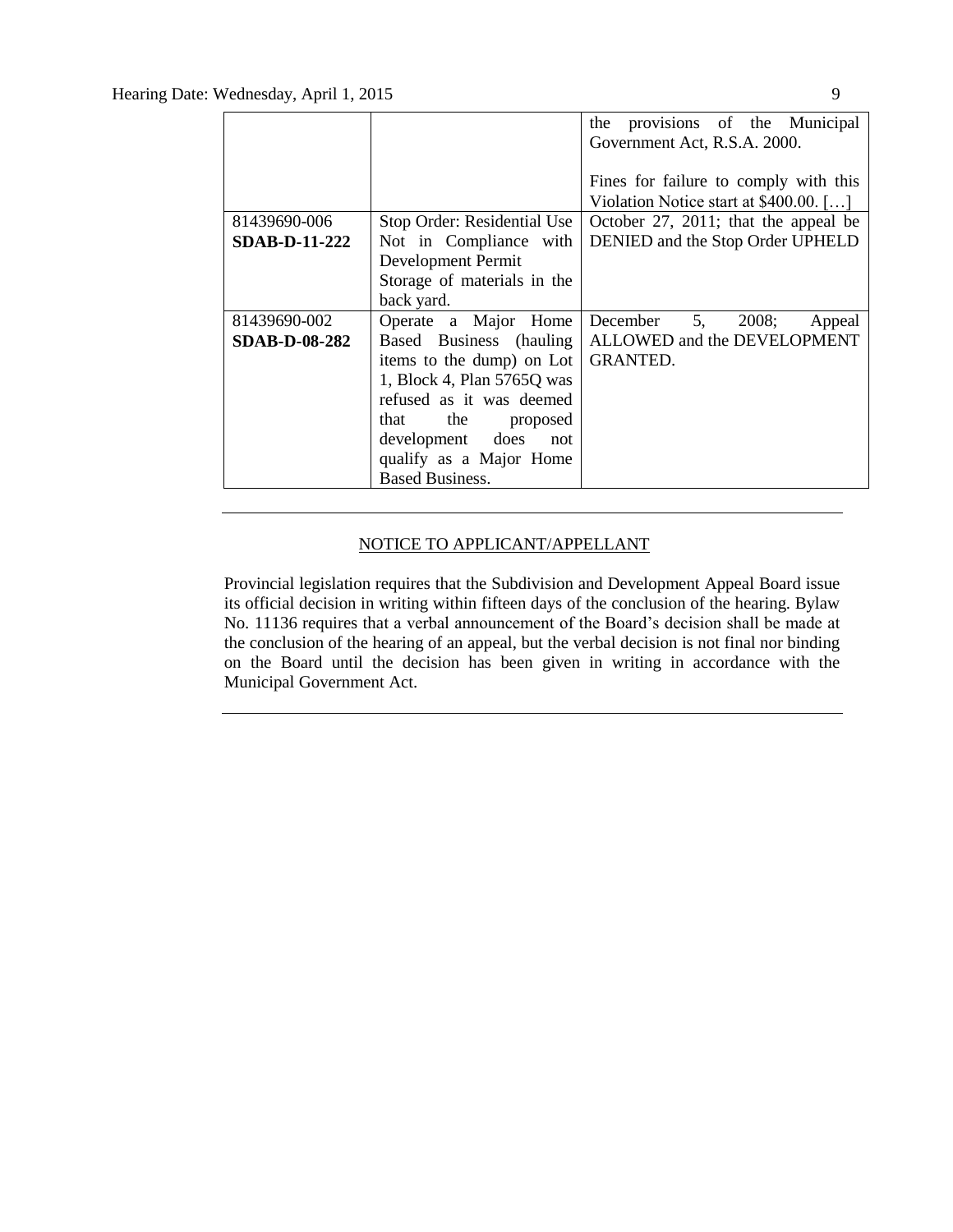| | | the provisions of the Municipal Government Act, R.S.A. 2000.<br><br>Fines for failure to comply with this Violation Notice start at $400.00. […] |
|---|---|---|
| 81439690-006<br>**SDAB-D-11-222** | Stop Order: Residential Use Not in Compliance with Development Permit<br>Storage of materials in the back yard. | October 27, 2011; that the appeal be DENIED and the Stop Order UPHELD |
| 81439690-002<br>**SDAB-D-08-282** | Operate a Major Home Based Business (hauling items to the dump) on Lot 1, Block 4, Plan 5765Q was refused as it was deemed that the proposed development does not qualify as a Major Home Based Business. | December 5, 2008; Appeal ALLOWED and the DEVELOPMENT GRANTED. |

---

NOTICE TO APPLICANT/APPELLANT

Provincial legislation requires that the Subdivision and Development Appeal Board issue its official decision in writing within fifteen days of the conclusion of the hearing. Bylaw No. 11136 requires that a verbal announcement of the Board's decision shall be made at the conclusion of the hearing of an appeal, but the verbal decision is not final nor binding on the Board until the decision has been given in writing in accordance with the Municipal Government Act.

---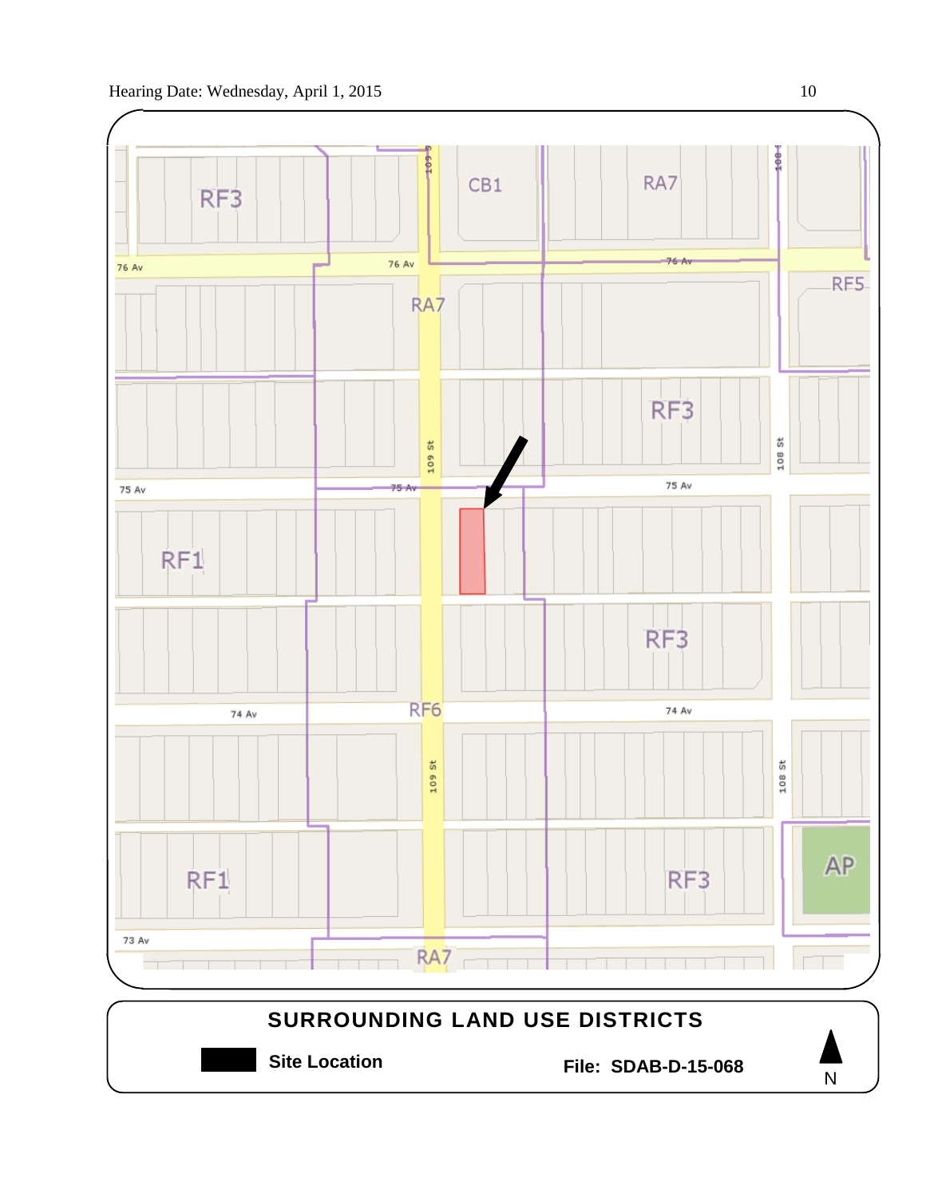RF3

CB1

RA7

76 Av

76 Av

76 Av

RF5

RA7

RF3

109 St

108 St

75 Av

75 Av

75 Av

RF1

RF3

RF6

74 Av

74 Av

109 St

108 St

RF1

RF3

AP

73 Av

RA7

**SURROUNDING LAND USE DISTRICTS**

**Site Location**

**File: SDAB-D-15-068**

N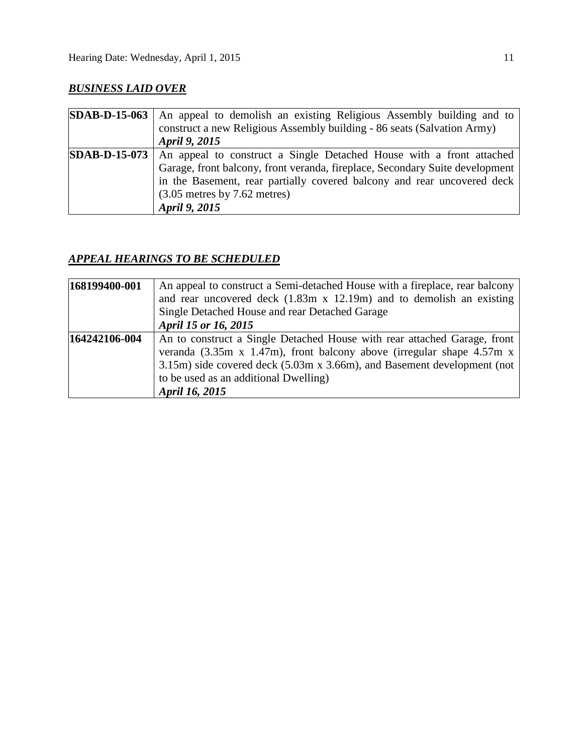## ***BUSINESS LAID OVER***

| | |
|---|---|
| **SDAB-D-15-063** | An appeal to demolish an existing Religious Assembly building and to construct a new Religious Assembly building - 86 seats (Salvation Army)<br>***April 9, 2015*** |
| **SDAB-D-15-073** | An appeal to construct a Single Detached House with a front attached Garage, front balcony, front veranda, fireplace, Secondary Suite development in the Basement, rear partially covered balcony and rear uncovered deck (3.05 metres by 7.62 metres)<br>***April 9, 2015*** |

## ***APPEAL HEARINGS TO BE SCHEDULED***

| | |
|---|---|
| **168199400-001** | An appeal to construct a Semi-detached House with a fireplace, rear balcony and rear uncovered deck (1.83m x 12.19m) and to demolish an existing Single Detached House and rear Detached Garage<br>***April 15 or 16, 2015*** |
| **164242106-004** | An to construct a Single Detached House with rear attached Garage, front veranda (3.35m x 1.47m), front balcony above (irregular shape 4.57m x 3.15m) side covered deck (5.03m x 3.66m), and Basement development (not to be used as an additional Dwelling)<br>***April 16, 2015*** |